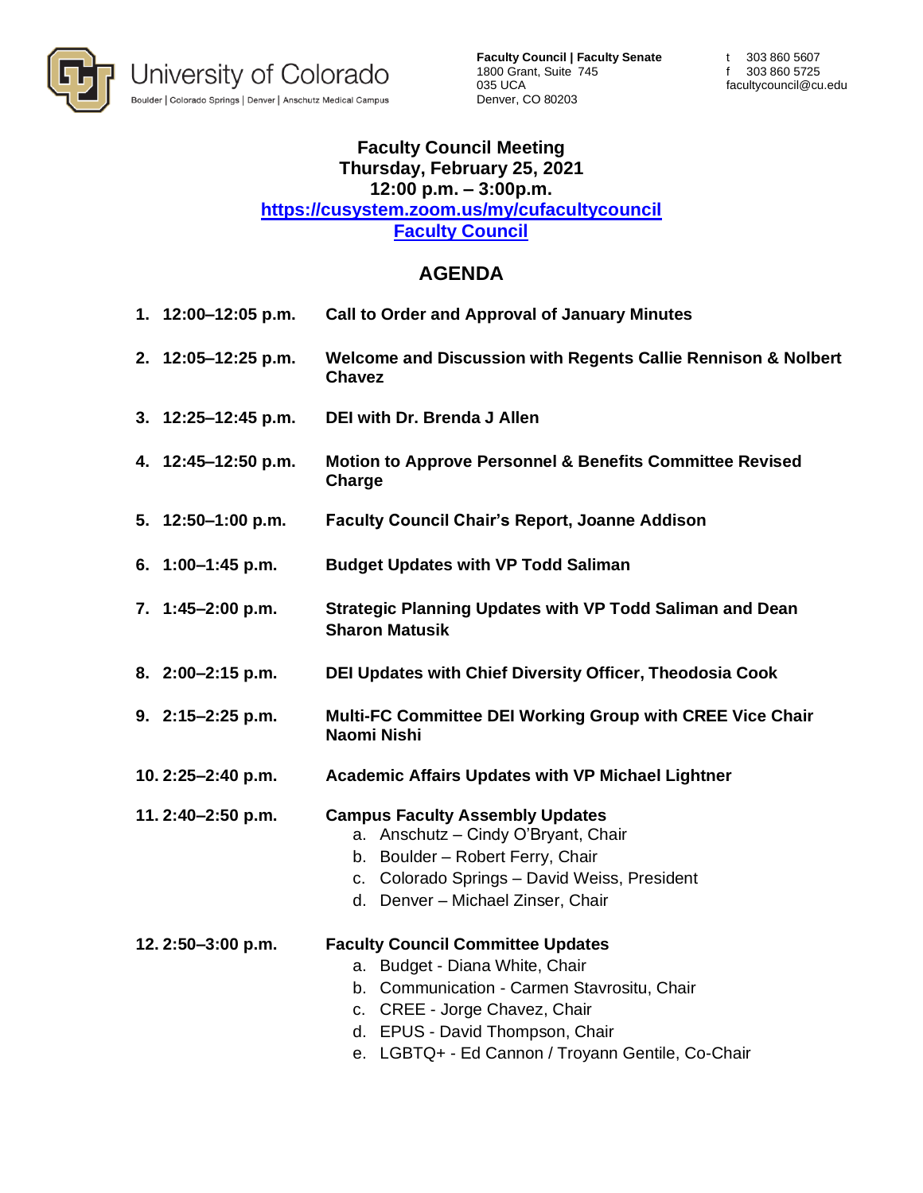University of Colorado
Boulder | Colorado Springs | Denver | Anschutz Medical Campus

**Faculty Council | Faculty Senate**
1800 Grant, Suite 745
035 UCA
Denver, CO 80203

t 303 860 5607
f 303 860 5725
facultycouncil@cu.edu

# Faculty Council Meeting
**Thursday, February 25, 2021**
**12:00 p.m. – 3:00p.m.**
**https://cusystem.zoom.us/my/cufacultycouncil**
**Faculty Council**

## AGENDA

1. **12:00–12:05 p.m.** **Call to Order and Approval of January Minutes**
2. **12:05–12:25 p.m.** **Welcome and Discussion with Regents Callie Rennison & Nolbert Chavez**
3. **12:25–12:45 p.m.** **DEI with Dr. Brenda J Allen**
4. **12:45–12:50 p.m.** **Motion to Approve Personnel & Benefits Committee Revised Charge**
5. **12:50–1:00 p.m.** **Faculty Council Chair's Report, Joanne Addison**
6. **1:00–1:45 p.m.** **Budget Updates with VP Todd Saliman**
7. **1:45–2:00 p.m.** **Strategic Planning Updates with VP Todd Saliman and Dean Sharon Matusik**
8. **2:00–2:15 p.m.** **DEI Updates with Chief Diversity Officer, Theodosia Cook**
9. **2:15–2:25 p.m.** **Multi-FC Committee DEI Working Group with CREE Vice Chair Naomi Nishi**
10. **2:25–2:40 p.m.** **Academic Affairs Updates with VP Michael Lightner**
11. **2:40–2:50 p.m.** **Campus Faculty Assembly Updates**
    a. Anschutz – Cindy O'Bryant, Chair
    b. Boulder – Robert Ferry, Chair
    c. Colorado Springs – David Weiss, President
    d. Denver – Michael Zinser, Chair
12. **2:50–3:00 p.m.** **Faculty Council Committee Updates**
    a. Budget - Diana White, Chair
    b. Communication - Carmen Stavrositu, Chair
    c. CREE - Jorge Chavez, Chair
    d. EPUS - David Thompson, Chair
    e. LGBTQ+ - Ed Cannon / Troyann Gentile, Co-Chair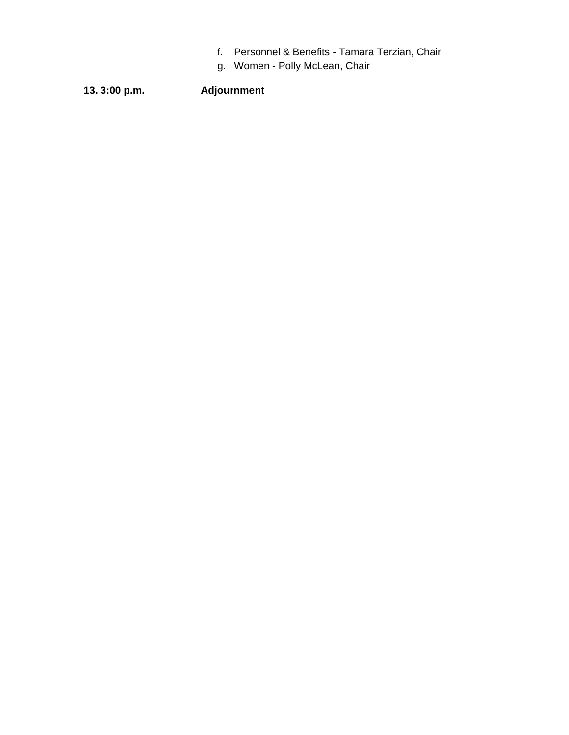f. Personnel & Benefits - Tamara Terzian, Chair
g. Women - Polly McLean, Chair

**13. 3:00 p.m.** **Adjournment**